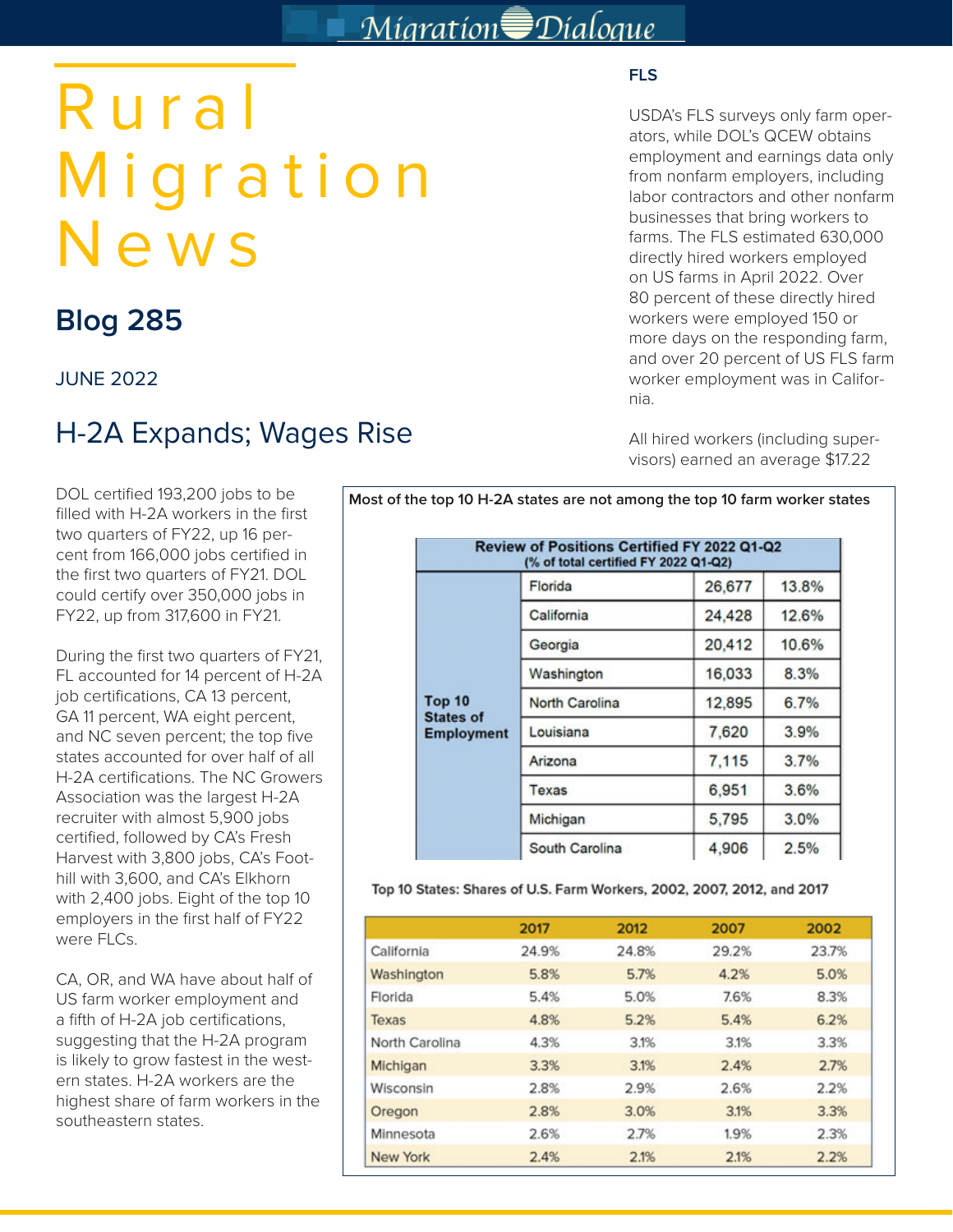# Rural Migration News

## Blog 285

JUNE 2022

## H-2A Expands; Wages Rise

DOL certified 193,200 jobs to be filled with H-2A workers in the first two quarters of FY22, up 16 percent from 166,000 jobs certified in the first two quarters of FY21. DOL could certify over 350,000 jobs in FY22, up from 317,600 in FY21.

During the first two quarters of FY21, FL accounted for 14 percent of H-2A job certifications, CA 13 percent, GA 11 percent, WA eight percent, and NC seven percent; the top five states accounted for over half of all H-2A certifications. The NC Growers Association was the largest H-2A recruiter with almost 5,900 jobs certified, followed by CA's Fresh Harvest with 3,800 jobs, CA's Foothill with 3,600, and CA's Elkhorn with 2,400 jobs. Eight of the top 10 employers in the first half of FY22 were FLCs.

CA, OR, and WA have about half of US farm worker employment and a fifth of H-2A job certifications, suggesting that the H-2A program is likely to grow fastest in the western states. H-2A workers are the highest share of farm workers in the southeastern states.

**Most of the top 10 H-2A states are not among the top 10 farm worker states**

**Review of Positions Certified FY 2022 Q1-Q2 (% of total certified FY 2022 Q1-Q2)**

| | State | Positions | % |
|---|---|---|---|
| **Top 10 States of Employment** | Florida | 26,677 | 13.8% |
| | California | 24,428 | 12.6% |
| | Georgia | 20,412 | 10.6% |
| | Washington | 16,033 | 8.3% |
| | North Carolina | 12,895 | 6.7% |
| | Louisiana | 7,620 | 3.9% |
| | Arizona | 7,115 | 3.7% |
| | Texas | 6,951 | 3.6% |
| | Michigan | 5,795 | 3.0% |
| | South Carolina | 4,906 | 2.5% |

**Top 10 States: Shares of U.S. Farm Workers, 2002, 2007, 2012, and 2017**

| | 2017 | 2012 | 2007 | 2002 |
|---|---|---|---|---|
| California | 24.9% | 24.8% | 29.2% | 23.7% |
| Washington | 5.8% | 5.7% | 4.2% | 5.0% |
| Florida | 5.4% | 5.0% | 7.6% | 8.3% |
| Texas | 4.8% | 5.2% | 5.4% | 6.2% |
| North Carolina | 4.3% | 3.1% | 3.1% | 3.3% |
| Michigan | 3.3% | 3.1% | 2.4% | 2.7% |
| Wisconsin | 2.8% | 2.9% | 2.6% | 2.2% |
| Oregon | 2.8% | 3.0% | 3.1% | 3.3% |
| Minnesota | 2.6% | 2.7% | 1.9% | 2.3% |
| New York | 2.4% | 2.1% | 2.1% | 2.2% |

### FLS

USDA's FLS surveys only farm operators, while DOL's QCEW obtains employment and earnings data only from nonfarm employers, including labor contractors and other nonfarm businesses that bring workers to farms. The FLS estimated 630,000 directly hired workers employed on US farms in April 2022. Over 80 percent of these directly hired workers were employed 150 or more days on the responding farm, and over 20 percent of US FLS farm worker employment was in California.

All hired workers (including supervisors) earned an average $17.22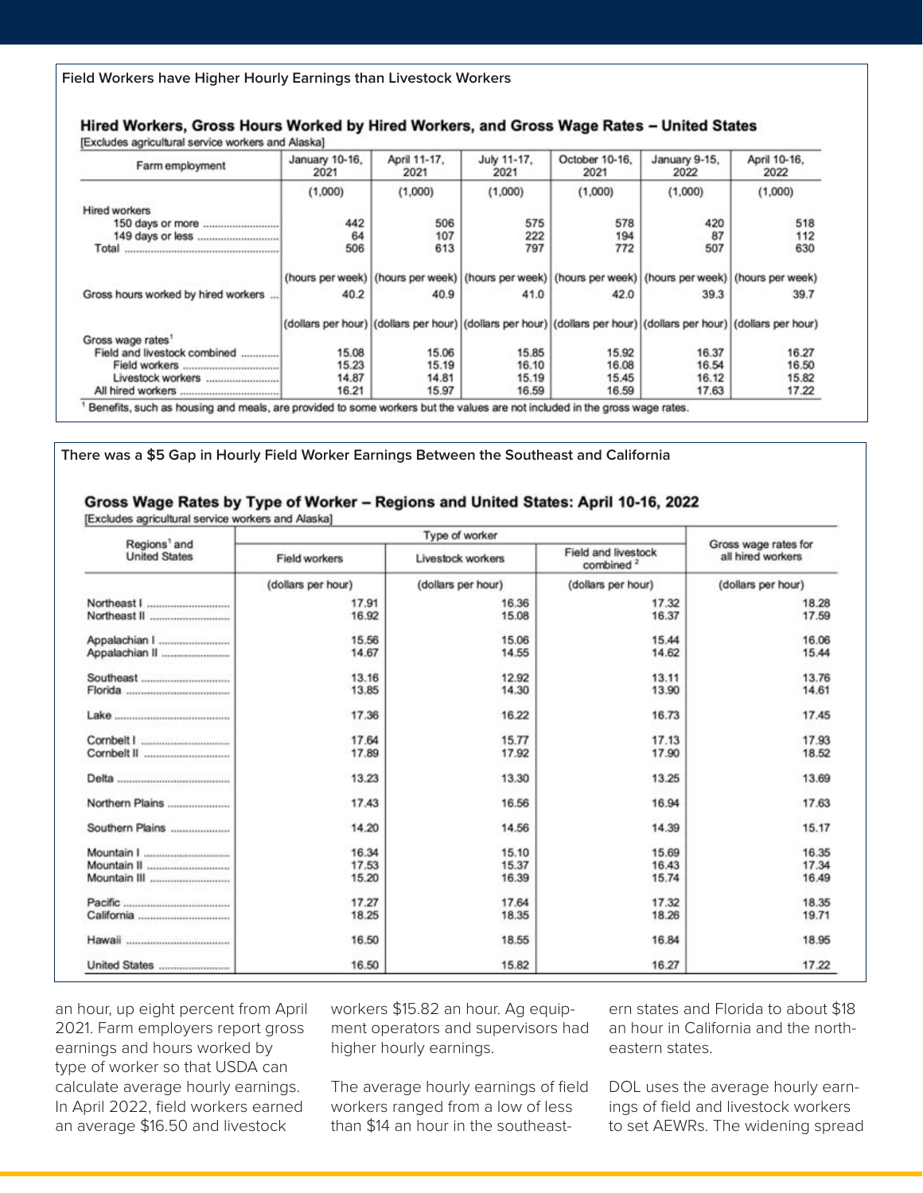**Field Workers have Higher Hourly Earnings than Livestock Workers**

### Hired Workers, Gross Hours Worked by Hired Workers, and Gross Wage Rates – United States

[Excludes agricultural service workers and Alaska]

| Farm employment | January 10-16, 2021 | April 11-17, 2021 | July 11-17, 2021 | October 10-16, 2021 | January 9-15, 2022 | April 10-16, 2022 |
|---|---|---|---|---|---|---|
| | (1,000) | (1,000) | (1,000) | (1,000) | (1,000) | (1,000) |
| Hired workers | | | | | | |
| 150 days or more | 442 | 506 | 575 | 578 | 420 | 518 |
| 149 days or less | 64 | 107 | 222 | 194 | 87 | 112 |
| Total | 506 | 613 | 797 | 772 | 507 | 630 |
| | (hours per week) | (hours per week) | (hours per week) | (hours per week) | (hours per week) | (hours per week) |
| Gross hours worked by hired workers | 40.2 | 40.9 | 41.0 | 42.0 | 39.3 | 39.7 |
| | (dollars per hour) | (dollars per hour) | (dollars per hour) | (dollars per hour) | (dollars per hour) | (dollars per hour) |
| Gross wage rates[1] | | | | | | |
| Field and livestock combined | 15.08 | 15.06 | 15.85 | 15.92 | 16.37 | 16.27 |
| Field workers | 15.23 | 15.19 | 16.10 | 16.08 | 16.54 | 16.50 |
| Livestock workers | 14.87 | 14.81 | 15.19 | 15.45 | 16.12 | 15.82 |
| All hired workers | 16.21 | 15.97 | 16.59 | 16.59 | 17.63 | 17.22 |

[1] Benefits, such as housing and meals, are provided to some workers but the values are not included in the gross wage rates.

**There was a $5 Gap in Hourly Field Worker Earnings Between the Southeast and California**

### Gross Wage Rates by Type of Worker – Regions and United States: April 10-16, 2022

[Excludes agricultural service workers and Alaska]

| Regions[1] and United States | Type of worker | | | Gross wage rates for all hired workers |
|---|---|---|---|---|
| | Field workers | Livestock workers | Field and livestock combined[2] | |
| | (dollars per hour) | (dollars per hour) | (dollars per hour) | (dollars per hour) |
| Northeast I | 17.91 | 16.36 | 17.32 | 18.28 |
| Northeast II | 16.92 | 15.08 | 16.37 | 17.59 |
| Appalachian I | 15.56 | 15.06 | 15.44 | 16.06 |
| Appalachian II | 14.67 | 14.55 | 14.62 | 15.44 |
| Southeast | 13.16 | 12.92 | 13.11 | 13.76 |
| Florida | 13.85 | 14.30 | 13.90 | 14.61 |
| Lake | 17.36 | 16.22 | 16.73 | 17.45 |
| Cornbelt I | 17.64 | 15.77 | 17.13 | 17.93 |
| Cornbelt II | 17.89 | 17.92 | 17.90 | 18.52 |
| Delta | 13.23 | 13.30 | 13.25 | 13.69 |
| Northern Plains | 17.43 | 16.56 | 16.94 | 17.63 |
| Southern Plains | 14.20 | 14.56 | 14.39 | 15.17 |
| Mountain I | 16.34 | 15.10 | 15.69 | 16.35 |
| Mountain II | 17.53 | 15.37 | 16.43 | 17.34 |
| Mountain III | 15.20 | 16.39 | 15.74 | 16.49 |
| Pacific | 17.27 | 17.64 | 17.32 | 18.35 |
| California | 18.25 | 18.35 | 18.26 | 19.71 |
| Hawaii | 16.50 | 18.55 | 16.84 | 18.95 |
| United States | 16.50 | 15.82 | 16.27 | 17.22 |

an hour, up eight percent from April 2021. Farm employers report gross earnings and hours worked by type of worker so that USDA can calculate average hourly earnings. In April 2022, field workers earned an average $16.50 and livestock workers $15.82 an hour. Ag equipment operators and supervisors had higher hourly earnings.

The average hourly earnings of field workers ranged from a low of less than $14 an hour in the southeastern states and Florida to about $18 an hour in California and the northeastern states.

DOL uses the average hourly earnings of field and livestock workers to set AEWRs. The widening spread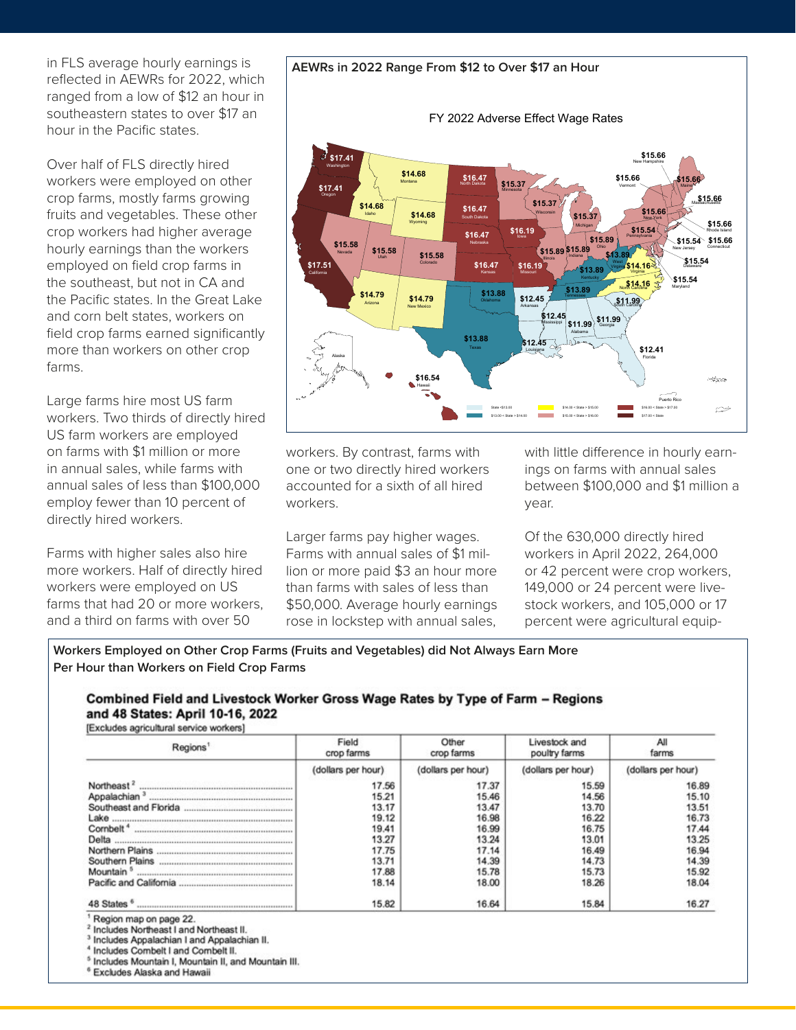in FLS average hourly earnings is reflected in AEWRs for 2022, which ranged from a low of $12 an hour in southeastern states to over $17 an hour in the Pacific states.

Over half of FLS directly hired workers were employed on other crop farms, mostly farms growing fruits and vegetables. These other crop workers had higher average hourly earnings than the workers employed on field crop farms in the southeast, but not in CA and the Pacific states. In the Great Lake and corn belt states, workers on field crop farms earned significantly more than workers on other crop farms.

Large farms hire most US farm workers. Two thirds of directly hired US farm workers are employed on farms with $1 million or more in annual sales, while farms with annual sales of less than $100,000 employ fewer than 10 percent of directly hired workers.

Farms with higher sales also hire more workers. Half of directly hired workers were employed on US farms that had 20 or more workers, and a third on farms with over 50 workers. By contrast, farms with one or two directly hired workers accounted for a sixth of all hired workers.

Larger farms pay higher wages. Farms with annual sales of $1 million or more paid $3 an hour more than farms with sales of less than $50,000. Average hourly earnings rose in lockstep with annual sales, with little difference in hourly earnings on farms with annual sales between $100,000 and $1 million a year.

Of the 630,000 directly hired workers in April 2022, 264,000 or 42 percent were crop workers, 149,000 or 24 percent were livestock workers, and 105,000 or 17 percent were agricultural equip-

**AEWRs in 2022 Range From $12 to Over $17 an Hour**

FY 2022 Adverse Effect Wage Rates

| State | AEWR |
|---|---|
| Washington | $17.41 |
| Oregon | $17.41 |
| California | $17.51 |
| Idaho | $14.68 |
| Montana | $14.68 |
| Wyoming | $14.68 |
| Nevada | $15.58 |
| Utah | $15.58 |
| Colorado | $15.58 |
| Arizona | $14.79 |
| New Mexico | $14.79 |
| North Dakota | $16.47 |
| South Dakota | $16.47 |
| Nebraska | $16.47 |
| Kansas | $16.47 |
| Oklahoma | $13.88 |
| Texas | $13.88 |
| Minnesota | $15.37 |
| Wisconsin | $15.37 |
| Michigan | $15.37 |
| Iowa | $16.19 |
| Missouri | $16.19 |
| Illinois | $15.89 |
| Indiana | $15.89 |
| Ohio | $15.89 |
| Arkansas | $12.45 |
| Mississippi | $12.45 |
| Louisiana | $12.45 |
| Kentucky | $13.89 |
| Tennessee | $13.89 |
| West Virginia | $13.89 |
| Virginia | $14.16 |
| North Carolina | $14.16 |
| South Carolina | $11.99 |
| Georgia | $11.99 |
| Alabama | $11.99 |
| Florida | $12.41 |
| Pennsylvania | $15.54 |
| New Jersey | $15.54 |
| Delaware | $15.54 |
| Maryland | $15.54 |
| New York | $15.66 |
| Vermont | $15.66 |
| New Hampshire | $15.66 |
| Maine | $15.66 |
| Massachusetts | $15.66 |
| Rhode Island | $15.66 |
| Connecticut | $15.66 |
| Hawaii | $16.54 |

Legend: State <$13.00; $13.00 < State > $14.00; $14.00 < State > $15.00; $15.00 < State > $16.00; $16.00 < State > $17.00; $17.00 < State

**Workers Employed on Other Crop Farms (Fruits and Vegetables) did Not Always Earn More Per Hour than Workers on Field Crop Farms**

**Combined Field and Livestock Worker Gross Wage Rates by Type of Farm – Regions and 48 States: April 10-16, 2022**

[Excludes agricultural service workers]

| Regions[1] | Field crop farms | Other crop farms | Livestock and poultry farms | All farms |
|---|---|---|---|---|
| | (dollars per hour) | (dollars per hour) | (dollars per hour) | (dollars per hour) |
| Northeast[2] | 17.56 | 17.37 | 15.59 | 16.89 |
| Appalachian[3] | 15.21 | 15.46 | 14.56 | 15.10 |
| Southeast and Florida | 13.17 | 13.47 | 13.70 | 13.51 |
| Lake | 19.12 | 16.98 | 16.22 | 16.73 |
| Cornbelt[4] | 19.41 | 16.99 | 16.75 | 17.44 |
| Delta | 13.27 | 13.24 | 13.01 | 13.25 |
| Northern Plains | 17.75 | 17.14 | 16.49 | 16.94 |
| Southern Plains | 13.71 | 14.39 | 14.73 | 14.39 |
| Mountain[5] | 17.88 | 15.78 | 15.73 | 15.92 |
| Pacific and California | 18.14 | 18.00 | 18.26 | 18.04 |
| 48 States[6] | 15.82 | 16.64 | 15.84 | 16.27 |

[1] Region map on page 22.
[2] Includes Northeast I and Northeast II.
[3] Includes Appalachian I and Appalachian II.
[4] Includes Cornbelt I and Cornbelt II.
[5] Includes Mountain I, Mountain II, and Mountain III.
[6] Excludes Alaska and Hawaii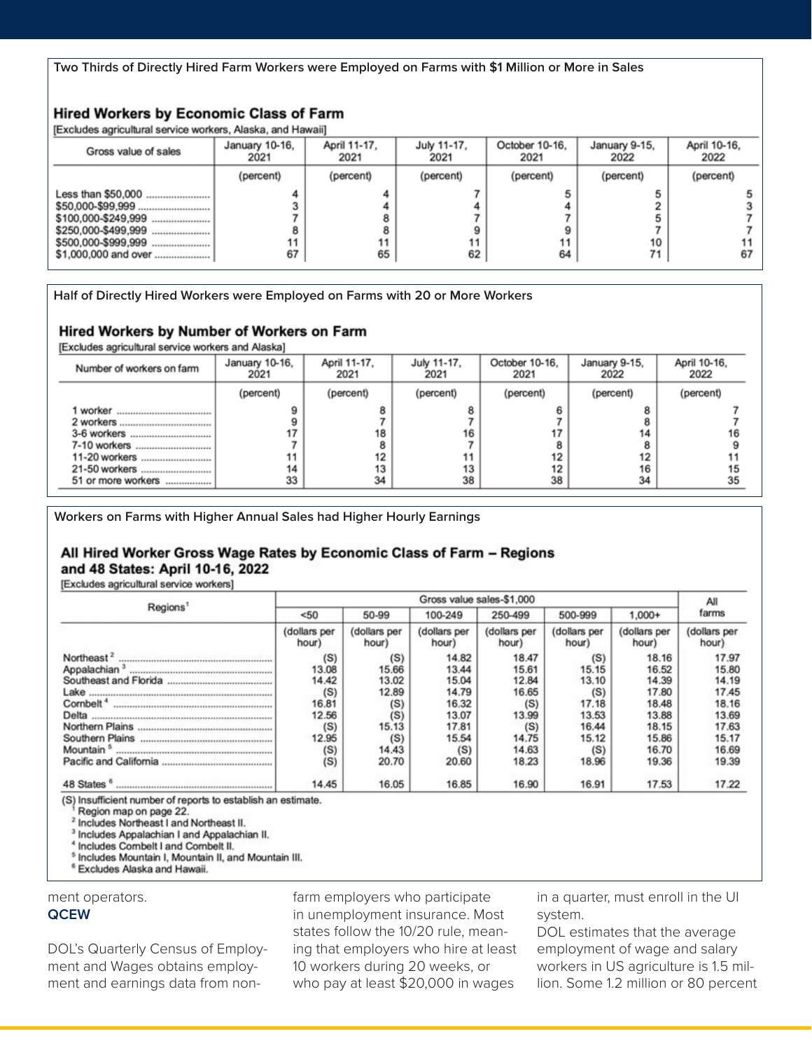Two Thirds of Directly Hired Farm Workers were Employed on Farms with $1 Million or More in Sales

### Hired Workers by Economic Class of Farm

[Excludes agricultural service workers, Alaska, and Hawaii]

| Gross value of sales | January 10-16, 2021 | April 11-17, 2021 | July 11-17, 2021 | October 10-16, 2021 | January 9-15, 2022 | April 10-16, 2022 |
|---|---|---|---|---|---|---|
| | (percent) | (percent) | (percent) | (percent) | (percent) | (percent) |
| Less than $50,000 | 4 | 4 | 7 | 5 | 5 | 5 |
| $50,000-$99,999 | 3 | 4 | 4 | 4 | 2 | 3 |
| $100,000-$249,999 | 7 | 8 | 7 | 7 | 5 | 7 |
| $250,000-$499,999 | 8 | 8 | 9 | 9 | 7 | 7 |
| $500,000-$999,999 | 11 | 11 | 11 | 11 | 10 | 11 |
| $1,000,000 and over | 67 | 65 | 62 | 64 | 71 | 67 |

Half of Directly Hired Workers were Employed on Farms with 20 or More Workers

### Hired Workers by Number of Workers on Farm

[Excludes agricultural service workers and Alaska]

| Number of workers on farm | January 10-16, 2021 | April 11-17, 2021 | July 11-17, 2021 | October 10-16, 2021 | January 9-15, 2022 | April 10-16, 2022 |
|---|---|---|---|---|---|---|
| | (percent) | (percent) | (percent) | (percent) | (percent) | (percent) |
| 1 worker | 9 | 8 | 8 | 6 | 8 | 7 |
| 2 workers | 9 | 7 | 7 | 7 | 8 | 7 |
| 3-6 workers | 17 | 18 | 16 | 17 | 14 | 16 |
| 7-10 workers | 7 | 8 | 7 | 8 | 8 | 9 |
| 11-20 workers | 11 | 12 | 11 | 12 | 12 | 11 |
| 21-50 workers | 14 | 13 | 13 | 12 | 16 | 15 |
| 51 or more workers | 33 | 34 | 38 | 38 | 34 | 35 |

Workers on Farms with Higher Annual Sales had Higher Hourly Earnings

### All Hired Worker Gross Wage Rates by Economic Class of Farm – Regions and 48 States: April 10-16, 2022

[Excludes agricultural service workers]

| Regions[1] | Gross value sales-$1,000 | | | | | | All farms |
|---|---|---|---|---|---|---|---|
| | <50 | 50-99 | 100-249 | 250-499 | 500-999 | 1,000+ | |
| | (dollars per hour) | (dollars per hour) | (dollars per hour) | (dollars per hour) | (dollars per hour) | (dollars per hour) | (dollars per hour) |
| Northeast[2] | (S) | (S) | 14.82 | 18.47 | (S) | 18.16 | 17.97 |
| Appalachian[3] | 13.08 | 15.66 | 13.44 | 15.61 | 15.15 | 16.52 | 15.80 |
| Southeast and Florida | 14.42 | 13.02 | 15.04 | 12.84 | 13.10 | 14.39 | 14.19 |
| Lake | (S) | 12.89 | 14.79 | 16.65 | (S) | 17.80 | 17.45 |
| Cornbelt[4] | 16.81 | (S) | 16.32 | (S) | 17.18 | 18.48 | 18.16 |
| Delta | 12.56 | (S) | 13.07 | 13.99 | 13.53 | 13.88 | 13.69 |
| Northern Plains | (S) | 15.13 | 17.81 | (S) | 16.44 | 18.15 | 17.63 |
| Southern Plains | 12.95 | (S) | 15.54 | 14.75 | 15.12 | 15.86 | 15.17 |
| Mountain[5] | (S) | 14.43 | (S) | 14.63 | (S) | 16.70 | 16.69 |
| Pacific and California | (S) | 20.70 | 20.60 | 18.23 | 18.96 | 19.36 | 19.39 |
| 48 States[6] | 14.45 | 16.05 | 16.85 | 16.90 | 16.91 | 17.53 | 17.22 |

(S) Insufficient number of reports to establish an estimate.
[1] Region map on page 22.
[2] Includes Northeast I and Northeast II.
[3] Includes Appalachian I and Appalachian II.
[4] Includes Cornbelt I and Cornbelt II.
[5] Includes Mountain I, Mountain II, and Mountain III.
[6] Excludes Alaska and Hawaii.

ment operators.

**QCEW**

DOL's Quarterly Census of Employment and Wages obtains employment and earnings data from non-farm employers who participate in unemployment insurance. Most states follow the 10/20 rule, meaning that employers who hire at least 10 workers during 20 weeks, or who pay at least $20,000 in wages in a quarter, must enroll in the UI system.

DOL estimates that the average employment of wage and salary workers in US agriculture is 1.5 million. Some 1.2 million or 80 percent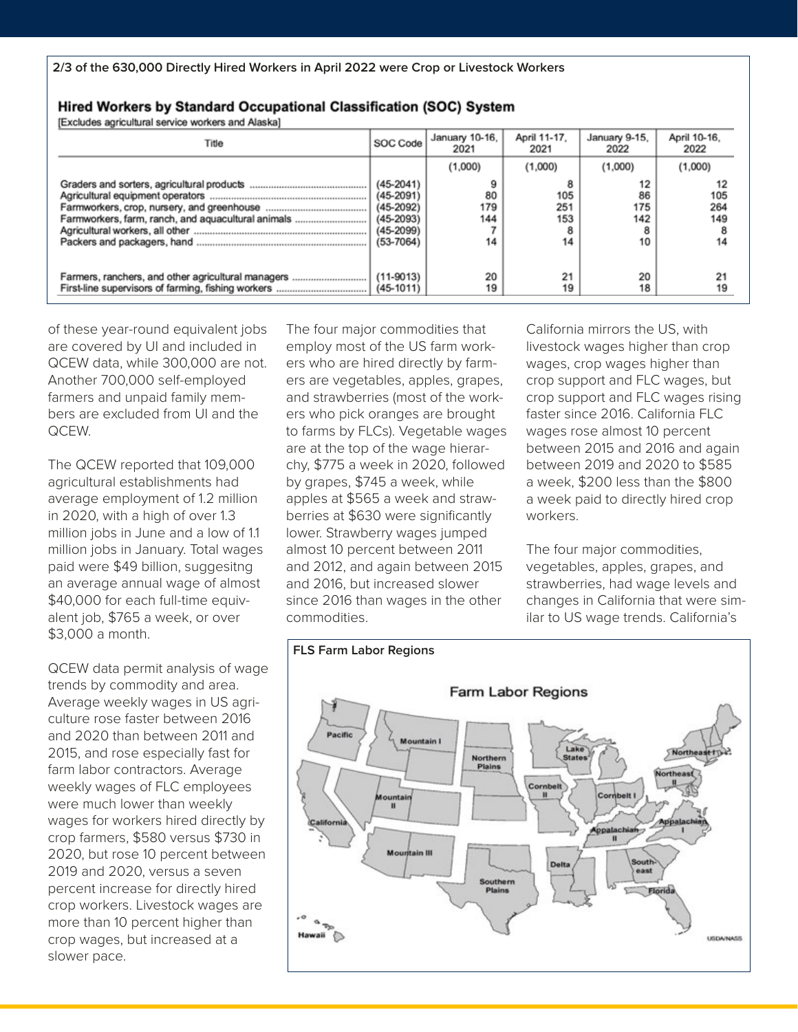**2/3 of the 630,000 Directly Hired Workers in April 2022 were Crop or Livestock Workers**

## Hired Workers by Standard Occupational Classification (SOC) System

[Excludes agricultural service workers and Alaska]

| Title | SOC Code | January 10-16, 2021 | April 11-17, 2021 | January 9-15, 2022 | April 10-16, 2022 |
|---|---|---|---|---|---|
| | | (1,000) | (1,000) | (1,000) | (1,000) |
| Graders and sorters, agricultural products | (45-2041) | 9 | 8 | 12 | 12 |
| Agricultural equipment operators | (45-2091) | 80 | 105 | 86 | 105 |
| Farmworkers, crop, nursery, and greenhouse | (45-2092) | 179 | 251 | 175 | 264 |
| Farmworkers, farm, ranch, and aquacultural animals | (45-2093) | 144 | 153 | 142 | 149 |
| Agricultural workers, all other | (45-2099) | 7 | 8 | 8 | 8 |
| Packers and packagers, hand | (53-7064) | 14 | 14 | 10 | 14 |
| Farmers, ranchers, and other agricultural managers | (11-9013) | 20 | 21 | 20 | 21 |
| First-line supervisors of farming, fishing workers | (45-1011) | 19 | 19 | 18 | 19 |

of these year-round equivalent jobs are covered by UI and included in QCEW data, while 300,000 are not. Another 700,000 self-employed farmers and unpaid family members are excluded from UI and the QCEW.

The QCEW reported that 109,000 agricultural establishments had average employment of 1.2 million in 2020, with a high of over 1.3 million jobs in June and a low of 1.1 million jobs in January. Total wages paid were $49 billion, suggesitng an average annual wage of almost $40,000 for each full-time equivalent job, $765 a week, or over $3,000 a month.

QCEW data permit analysis of wage trends by commodity and area. Average weekly wages in US agriculture rose faster between 2016 and 2020 than between 2011 and 2015, and rose especially fast for farm labor contractors. Average weekly wages of FLC employees were much lower than weekly wages for workers hired directly by crop farmers, $580 versus $730 in 2020, but rose 10 percent between 2019 and 2020, versus a seven percent increase for directly hired crop workers. Livestock wages are more than 10 percent higher than crop wages, but increased at a slower pace.

The four major commodities that employ most of the US farm workers who are hired directly by farmers are vegetables, apples, grapes, and strawberries (most of the workers who pick oranges are brought to farms by FLCs). Vegetable wages are at the top of the wage hierarchy, $775 a week in 2020, followed by grapes, $745 a week, while apples at $565 a week and strawberries at $630 were significantly lower. Strawberry wages jumped almost 10 percent between 2011 and 2012, and again between 2015 and 2016, but increased slower since 2016 than wages in the other commodities.

California mirrors the US, with livestock wages higher than crop wages, crop wages higher than crop support and FLC wages, but crop support and FLC wages rising faster since 2016. California FLC wages rose almost 10 percent between 2015 and 2016 and again between 2019 and 2020 to $585 a week, $200 less than the $800 a week paid to directly hired crop workers.

The four major commodities, vegetables, apples, grapes, and strawberries, had wage levels and changes in California that were similar to US wage trends. California's

**FLS Farm Labor Regions**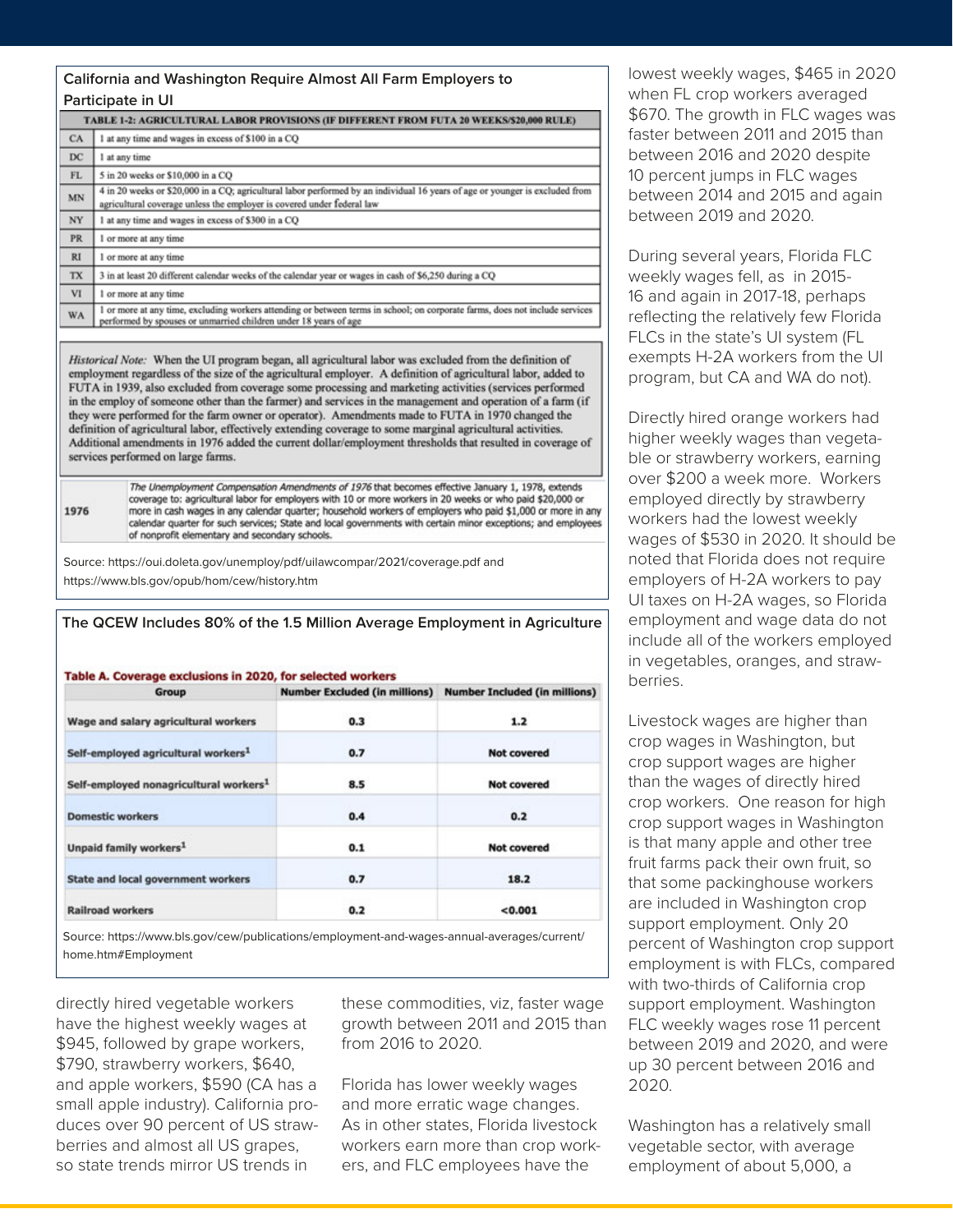## California and Washington Require Almost All Farm Employers to Participate in UI

| TABLE 1-2: AGRICULTURAL LABOR PROVISIONS (IF DIFFERENT FROM FUTA 20 WEEKS/$20,000 RULE) | |
|---|---|
| CA | 1 at any time and wages in excess of $100 in a CQ |
| DC | 1 at any time |
| FL | 5 in 20 weeks or $10,000 in a CQ |
| MN | 4 in 20 weeks or $20,000 in a CQ; agricultural labor performed by an individual 16 years of age or younger is excluded from agricultural coverage unless the employer is covered under federal law |
| NY | 1 at any time and wages in excess of $300 in a CQ |
| PR | 1 or more at any time |
| RI | 1 or more at any time |
| TX | 3 in at least 20 different calendar weeks of the calendar year or wages in cash of $6,250 during a CQ |
| VI | 1 or more at any time |
| WA | 1 or more at any time, excluding workers attending or between terms in school; on corporate farms, does not include services performed by spouses or unmarried children under 18 years of age |

*Historical Note:* When the UI program began, all agricultural labor was excluded from the definition of employment regardless of the size of the agricultural employer. A definition of agricultural labor, added to FUTA in 1939, also excluded from coverage some processing and marketing activities (services performed in the employ of someone other than the farmer) and services in the management and operation of a farm (if they were performed for the farm owner or operator). Amendments made to FUTA in 1970 changed the definition of agricultural labor, effectively extending coverage to some marginal agricultural activities. Additional amendments in 1976 added the current dollar/employment thresholds that resulted in coverage of services performed on large farms.

| | |
|---|---|
| 1976 | *The Unemployment Compensation Amendments of 1976* that becomes effective January 1, 1978, extends coverage to: agricultural labor for employers with 10 or more workers in 20 weeks or who paid $20,000 or more in cash wages in any calendar quarter; household workers of employers who paid $1,000 or more in any calendar quarter for such services; State and local governments with certain minor exceptions; and employees of nonprofit elementary and secondary schools. |

Source: https://oui.doleta.gov/unemploy/pdf/uilawcompar/2021/coverage.pdf and https://www.bls.gov/opub/hom/cew/history.htm

## The QCEW Includes 80% of the 1.5 Million Average Employment in Agriculture

**Table A. Coverage exclusions in 2020, for selected workers**

| Group | Number Excluded (in millions) | Number Included (in millions) |
|---|---|---|
| Wage and salary agricultural workers | 0.3 | 1.2 |
| Self-employed agricultural workers[1] | 0.7 | Not covered |
| Self-employed nonagricultural workers[1] | 8.5 | Not covered |
| Domestic workers | 0.4 | 0.2 |
| Unpaid family workers[1] | 0.1 | Not covered |
| State and local government workers | 0.7 | 18.2 |
| Railroad workers | 0.2 | <0.001 |

Source: https://www.bls.gov/cew/publications/employment-and-wages-annual-averages/current/home.htm#Employment

directly hired vegetable workers have the highest weekly wages at $945, followed by grape workers, $790, strawberry workers, $640, and apple workers, $590 (CA has a small apple industry). California produces over 90 percent of US strawberries and almost all US grapes, so state trends mirror US trends in these commodities, viz, faster wage growth between 2011 and 2015 than from 2016 to 2020.

Florida has lower weekly wages and more erratic wage changes. As in other states, Florida livestock workers earn more than crop workers, and FLC employees have the lowest weekly wages, $465 in 2020 when FL crop workers averaged $670. The growth in FLC wages was faster between 2011 and 2015 than between 2016 and 2020 despite 10 percent jumps in FLC wages between 2014 and 2015 and again between 2019 and 2020.

During several years, Florida FLC weekly wages fell, as in 2015-16 and again in 2017-18, perhaps reflecting the relatively few Florida FLCs in the state's UI system (FL exempts H-2A workers from the UI program, but CA and WA do not).

Directly hired orange workers had higher weekly wages than vegetable or strawberry workers, earning over $200 a week more. Workers employed directly by strawberry workers had the lowest weekly wages of $530 in 2020. It should be noted that Florida does not require employers of H-2A workers to pay UI taxes on H-2A wages, so Florida employment and wage data do not include all of the workers employed in vegetables, oranges, and strawberries.

Livestock wages are higher than crop wages in Washington, but crop support wages are higher than the wages of directly hired crop workers. One reason for high crop support wages in Washington is that many apple and other tree fruit farms pack their own fruit, so that some packinghouse workers are included in Washington crop support employment. Only 20 percent of Washington crop support employment is with FLCs, compared with two-thirds of California crop support employment. Washington FLC weekly wages rose 11 percent between 2019 and 2020, and were up 30 percent between 2016 and 2020.

Washington has a relatively small vegetable sector, with average employment of about 5,000, a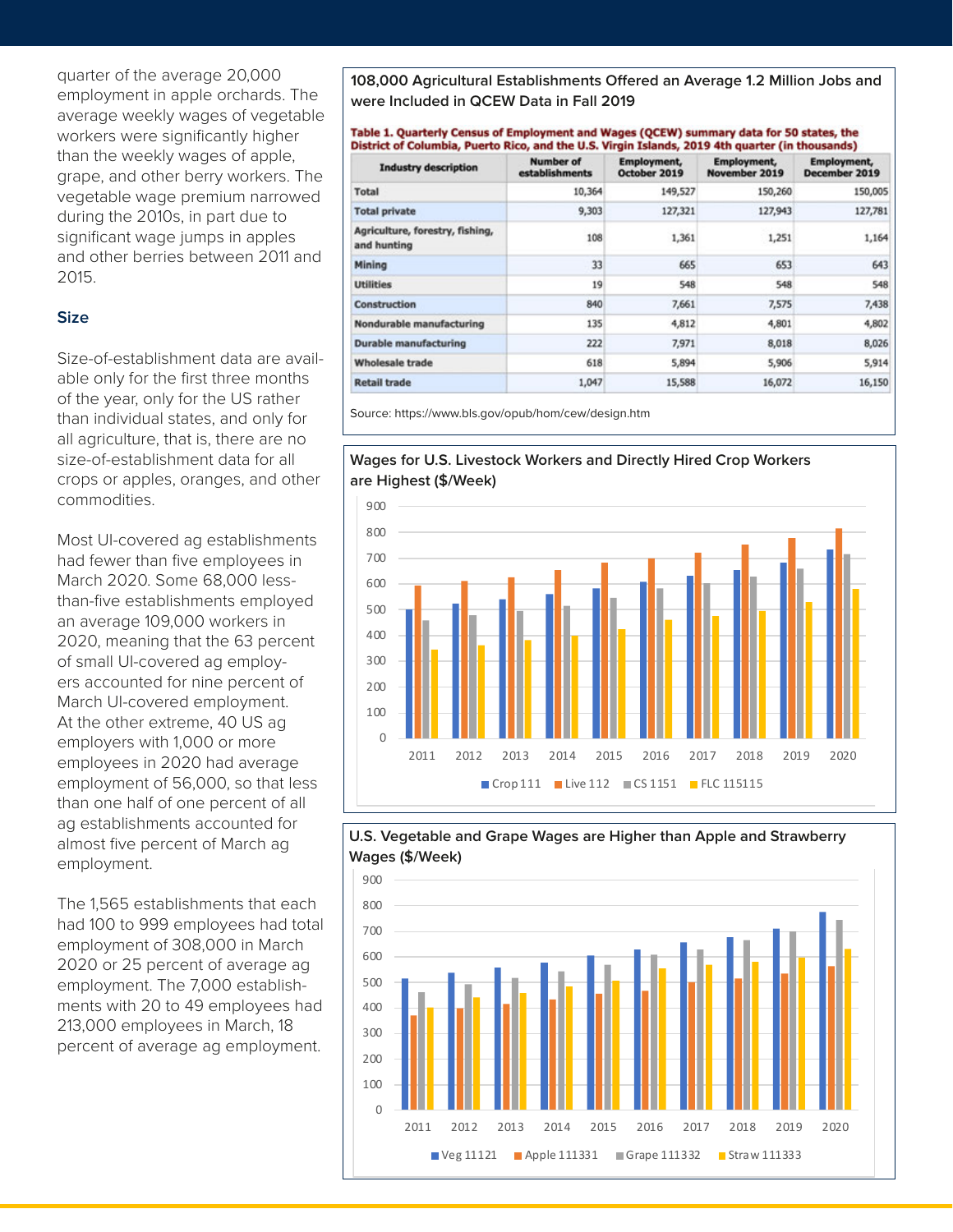quarter of the average 20,000 employment in apple orchards. The average weekly wages of vegetable workers were significantly higher than the weekly wages of apple, grape, and other berry workers. The vegetable wage premium narrowed during the 2010s, in part due to significant wage jumps in apples and other berries between 2011 and 2015.

### Size

Size-of-establishment data are available only for the first three months of the year, only for the US rather than individual states, and only for all agriculture, that is, there are no size-of-establishment data for all crops or apples, oranges, and other commodities.

Most UI-covered ag establishments had fewer than five employees in March 2020. Some 68,000 less-than-five establishments employed an average 109,000 workers in 2020, meaning that the 63 percent of small UI-covered ag employers accounted for nine percent of March UI-covered employment. At the other extreme, 40 US ag employers with 1,000 or more employees in 2020 had average employment of 56,000, so that less than one half of one percent of all ag establishments accounted for almost five percent of March ag employment.

The 1,565 establishments that each had 100 to 999 employees had total employment of 308,000 in March 2020 or 25 percent of average ag employment. The 7,000 establishments with 20 to 49 employees had 213,000 employees in March, 18 percent of average ag employment.

**108,000 Agricultural Establishments Offered an Average 1.2 Million Jobs and were Included in QCEW Data in Fall 2019**

**Table 1. Quarterly Census of Employment and Wages (QCEW) summary data for 50 states, the District of Columbia, Puerto Rico, and the U.S. Virgin Islands, 2019 4th quarter (in thousands)**

| Industry description | Number of establishments | Employment, October 2019 | Employment, November 2019 | Employment, December 2019 |
|---|---|---|---|---|
| Total | 10,364 | 149,527 | 150,260 | 150,005 |
| Total private | 9,303 | 127,321 | 127,943 | 127,781 |
| Agriculture, forestry, fishing, and hunting | 108 | 1,361 | 1,251 | 1,164 |
| Mining | 33 | 665 | 653 | 643 |
| Utilities | 19 | 548 | 548 | 548 |
| Construction | 840 | 7,661 | 7,575 | 7,438 |
| Nondurable manufacturing | 135 | 4,812 | 4,801 | 4,802 |
| Durable manufacturing | 222 | 7,971 | 8,018 | 8,026 |
| Wholesale trade | 618 | 5,894 | 5,906 | 5,914 |
| Retail trade | 1,047 | 15,588 | 16,072 | 16,150 |

Source: https://www.bls.gov/opub/hom/cew/design.htm

**Wages for U.S. Livestock Workers and Directly Hired Crop Workers are Highest ($/Week)**

**U.S. Vegetable and Grape Wages are Higher than Apple and Strawberry Wages ($/Week)**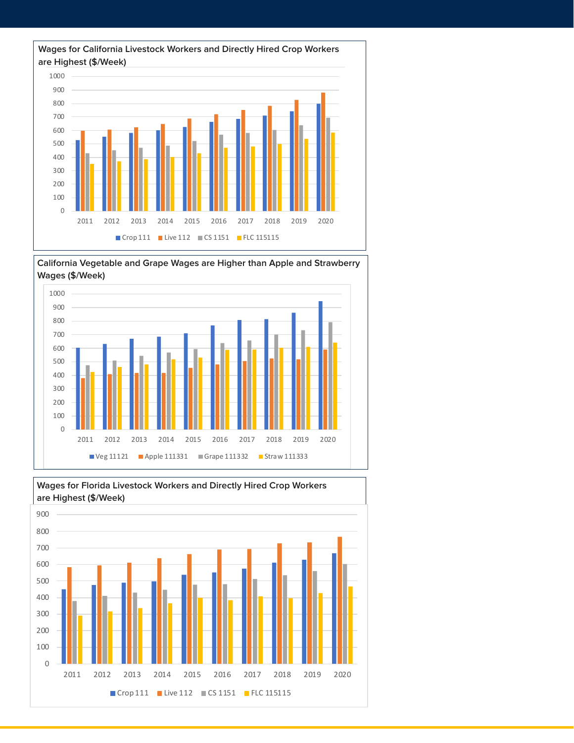**Wages for California Livestock Workers and Directly Hired Crop Workers are Highest ($/Week)**

Legend: Crop 111, Live 112, CS 1151, FLC 115115

Years: 2011–2020

**California Vegetable and Grape Wages are Higher than Apple and Strawberry Wages ($/Week)**

Legend: Veg 11121, Apple 111331, Grape 111332, Straw 111333

Years: 2011–2020

**Wages for Florida Livestock Workers and Directly Hired Crop Workers are Highest ($/Week)**

Legend: Crop 111, Live 112, CS 1151, FLC 115115

Years: 2011–2020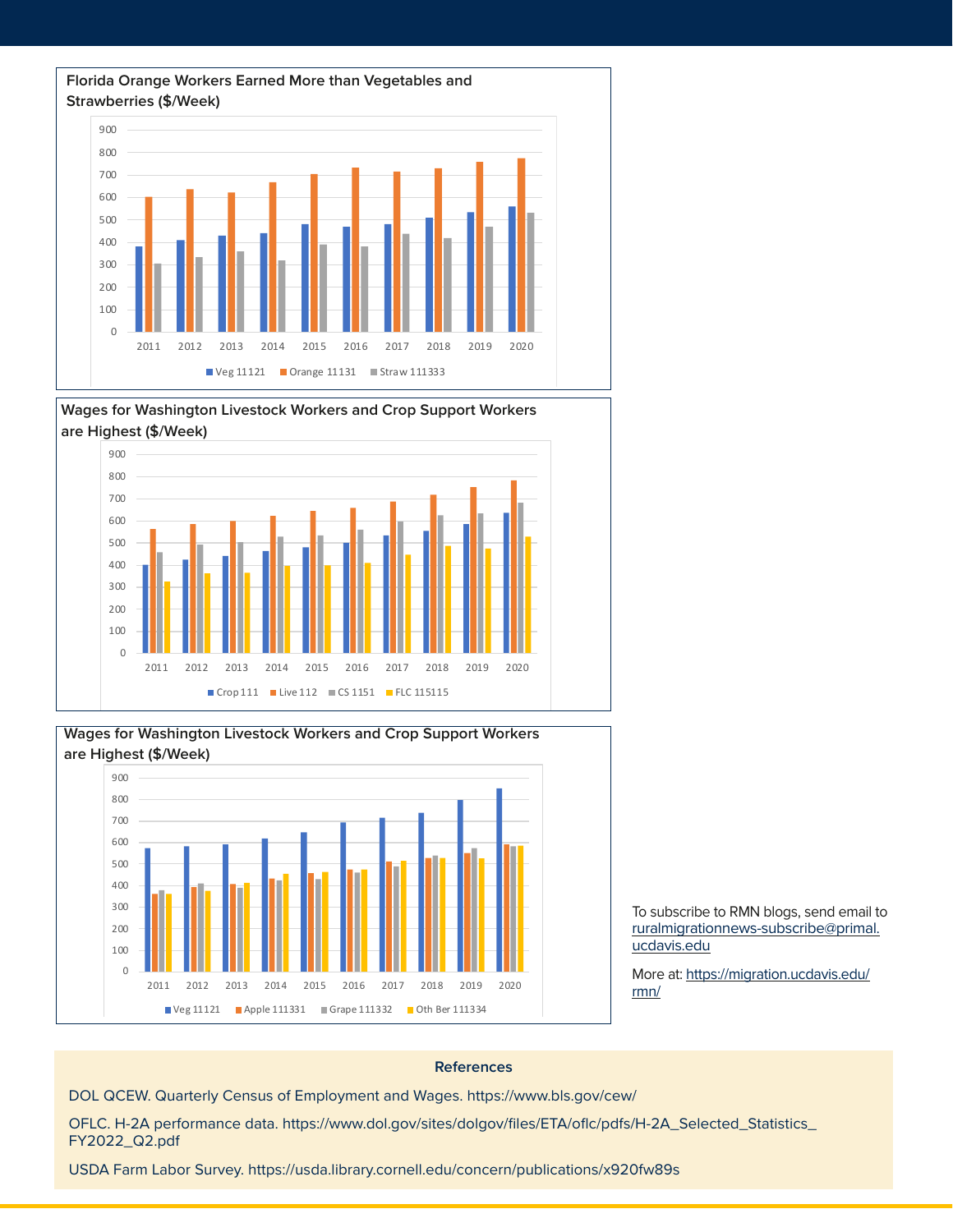**Florida Orange Workers Earned More than Vegetables and Strawberries ($/Week)**

900
800
700
600
500
400
300
200
100
0

2011 2012 2013 2014 2015 2016 2017 2018 2019 2020

Veg 11121 Orange 11131 Straw 111333

**Wages for Washington Livestock Workers and Crop Support Workers are Highest ($/Week)**

900
800
700
600
500
400
300
200
100
0

2011 2012 2013 2014 2015 2016 2017 2018 2019 2020

Crop 111 Live 112 CS 1151 FLC 115115

**Wages for Washington Livestock Workers and Crop Support Workers are Highest ($/Week)**

900
800
700
600
500
400
300
200
100
0

2011 2012 2013 2014 2015 2016 2017 2018 2019 2020

Veg 11121 Apple 111331 Grape 111332 Oth Ber 111334

To subscribe to RMN blogs, send email to ruralmigrationnews-subscribe@primal.ucdavis.edu

More at: https://migration.ucdavis.edu/rmn/

## References

DOL QCEW. Quarterly Census of Employment and Wages. https://www.bls.gov/cew/

OFLC. H-2A performance data. https://www.dol.gov/sites/dolgov/files/ETA/oflc/pdfs/H-2A_Selected_Statistics_FY2022_Q2.pdf

USDA Farm Labor Survey. https://usda.library.cornell.edu/concern/publications/x920fw89s